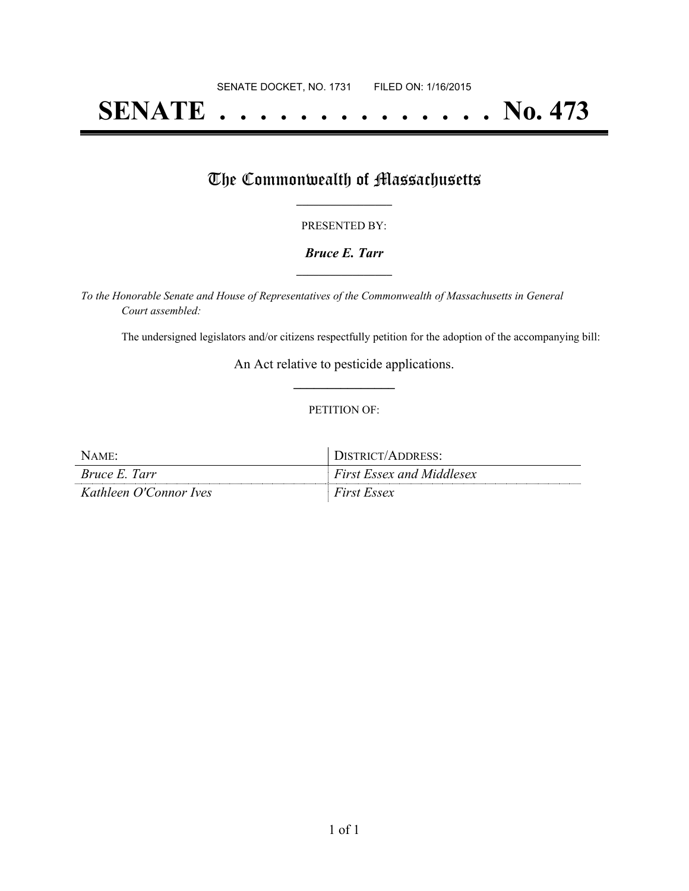SENATE DOCKET, NO. 1731        FILED ON: 1/16/2015

# SENATE . . . . . . . . . . . . . . . No. 473

## The Commonwealth of Massachusetts

PRESENTED BY:

***Bruce E. Tarr***

*To the Honorable Senate and House of Representatives of the Commonwealth of Massachusetts in General Court assembled:*

The undersigned legislators and/or citizens respectfully petition for the adoption of the accompanying bill:

An Act relative to pesticide applications.

PETITION OF:

| NAME: | DISTRICT/ADDRESS: |
| --- | --- |
| *Bruce E. Tarr* | *First Essex and Middlesex* |
| *Kathleen O'Connor Ives* | *First Essex* |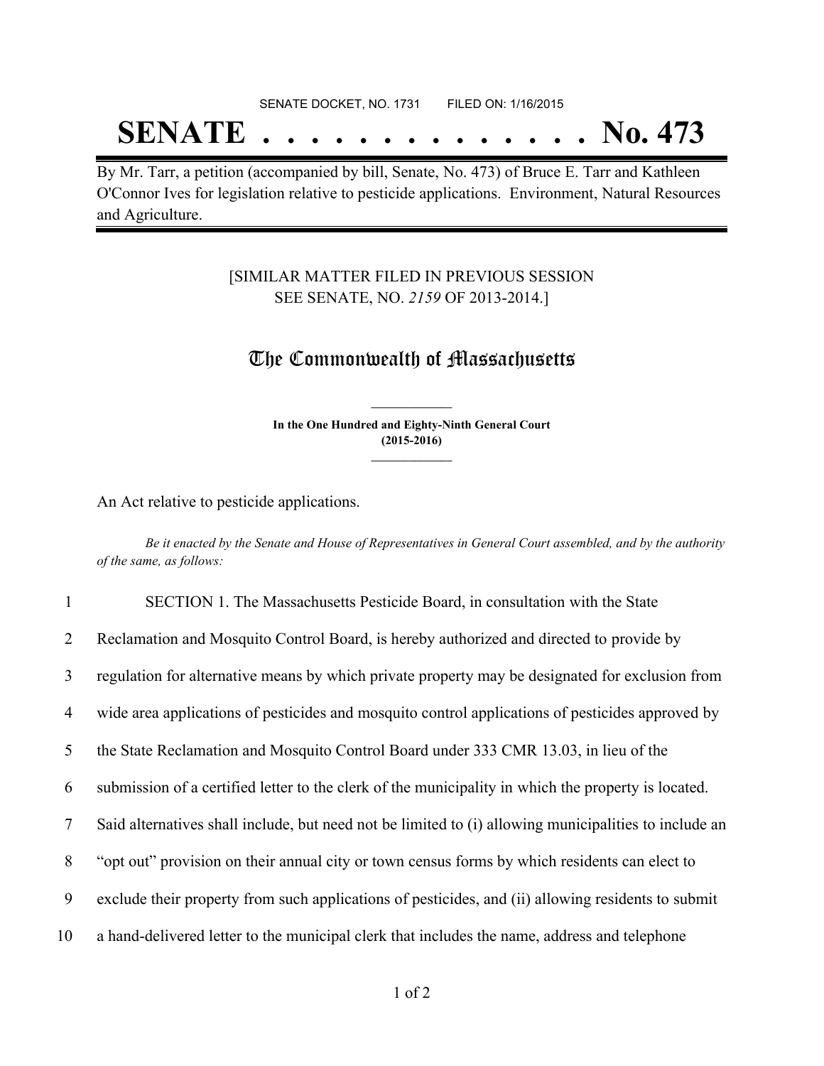SENATE DOCKET, NO. 1731 FILED ON: 1/16/2015

# SENATE . . . . . . . . . . . . . . No. 473

By Mr. Tarr, a petition (accompanied by bill, Senate, No. 473) of Bruce E. Tarr and Kathleen O'Connor Ives for legislation relative to pesticide applications. Environment, Natural Resources and Agriculture.

[SIMILAR MATTER FILED IN PREVIOUS SESSION SEE SENATE, NO. *2159* OF 2013-2014.]

## The Commonwealth of Massachusetts

**In the One Hundred and Eighty-Ninth General Court (2015-2016)**

An Act relative to pesticide applications.

*Be it enacted by the Senate and House of Representatives in General Court assembled, and by the authority of the same, as follows:*

1 SECTION 1. The Massachusetts Pesticide Board, in consultation with the State
2 Reclamation and Mosquito Control Board, is hereby authorized and directed to provide by
3 regulation for alternative means by which private property may be designated for exclusion from
4 wide area applications of pesticides and mosquito control applications of pesticides approved by
5 the State Reclamation and Mosquito Control Board under 333 CMR 13.03, in lieu of the
6 submission of a certified letter to the clerk of the municipality in which the property is located.
7 Said alternatives shall include, but need not be limited to (i) allowing municipalities to include an
8 "opt out" provision on their annual city or town census forms by which residents can elect to
9 exclude their property from such applications of pesticides, and (ii) allowing residents to submit
10 a hand-delivered letter to the municipal clerk that includes the name, address and telephone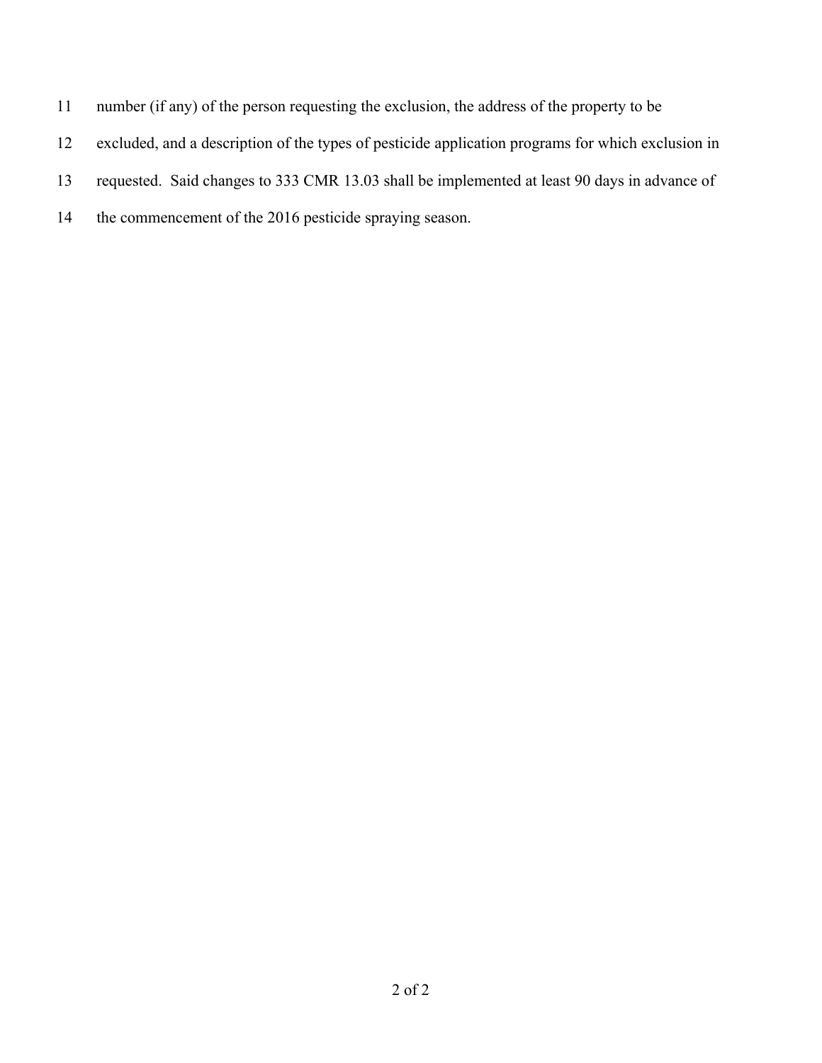number (if any) of the person requesting the exclusion, the address of the property to be excluded, and a description of the types of pesticide application programs for which exclusion in requested. Said changes to 333 CMR 13.03 shall be implemented at least 90 days in advance of the commencement of the 2016 pesticide spraying season.